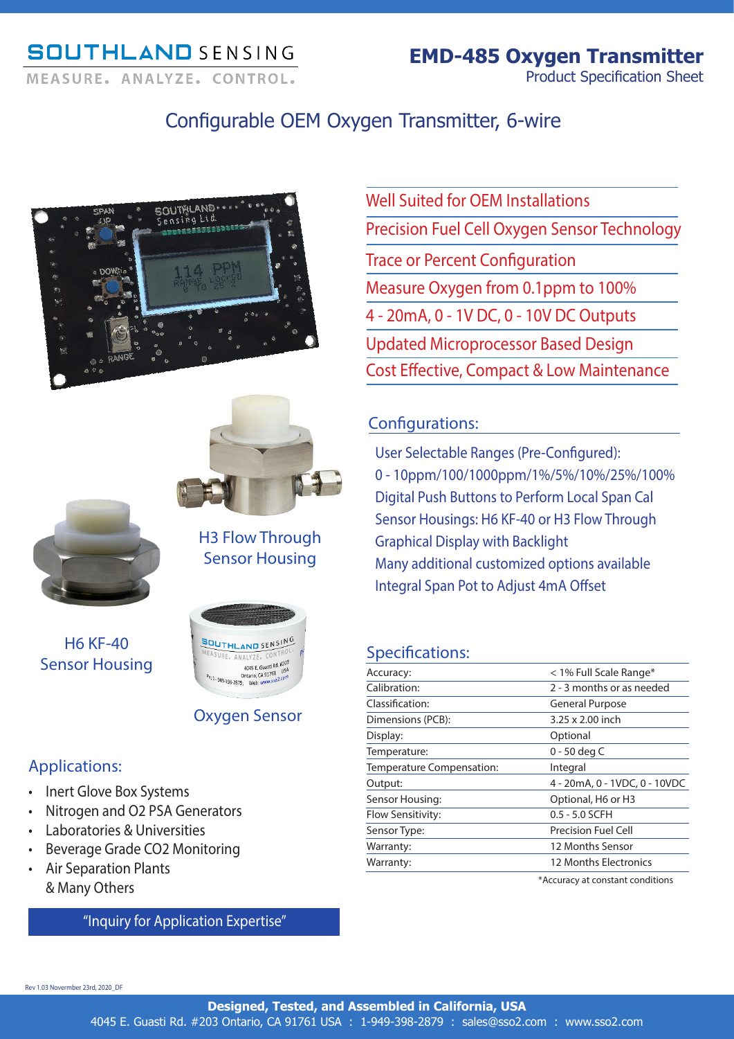SOUTHLAND SENSING

MEASURE. ANALYZE. CONTROL.

# EMD-485 Oxygen Transmitter

Product Specification Sheet

## Configurable OEM Oxygen Transmitter, 6-wire

- Well Suited for OEM Installations
- Precision Fuel Cell Oxygen Sensor Technology
- Trace or Percent Configuration
- Measure Oxygen from 0.1ppm to 100%
- 4 - 20mA, 0 - 1V DC, 0 - 10V DC Outputs
- Updated Microprocessor Based Design
- Cost Effective, Compact & Low Maintenance

H3 Flow Through Sensor Housing

H6 KF-40 Sensor Housing

Oxygen Sensor

## Configurations:

User Selectable Ranges (Pre-Configured):
0 - 10ppm/100/1000ppm/1%/5%/10%/25%/100%
Digital Push Buttons to Perform Local Span Cal
Sensor Housings: H6 KF-40 or H3 Flow Through
Graphical Display with Backlight
Many additional customized options available
Integral Span Pot to Adjust 4mA Offset

## Specifications:

| | |
|---|---|
| Accuracy: | < 1% Full Scale Range* |
| Calibration: | 2 - 3 months or as needed |
| Classification: | General Purpose |
| Dimensions (PCB): | 3.25 x 2.00 inch |
| Display: | Optional |
| Temperature: | 0 - 50 deg C |
| Temperature Compensation: | Integral |
| Output: | 4 - 20mA, 0 - 1VDC, 0 - 10VDC |
| Sensor Housing: | Optional, H6 or H3 |
| Flow Sensitivity: | 0.5 - 5.0 SCFH |
| Sensor Type: | Precision Fuel Cell |
| Warranty: | 12 Months Sensor |
| Warranty: | 12 Months Electronics |

*Accuracy at constant conditions

## Applications:

- Inert Glove Box Systems
- Nitrogen and O2 PSA Generators
- Laboratories & Universities
- Beverage Grade CO2 Monitoring
- Air Separation Plants
  & Many Others

"Inquiry for Application Expertise"

Rev 1.03 Novermber 23rd, 2020_DF

**Designed, Tested, and Assembled in California, USA**

4045 E. Guasti Rd. #203 Ontario, CA 91761 USA : 1-949-398-2879 : sales@sso2.com : www.sso2.com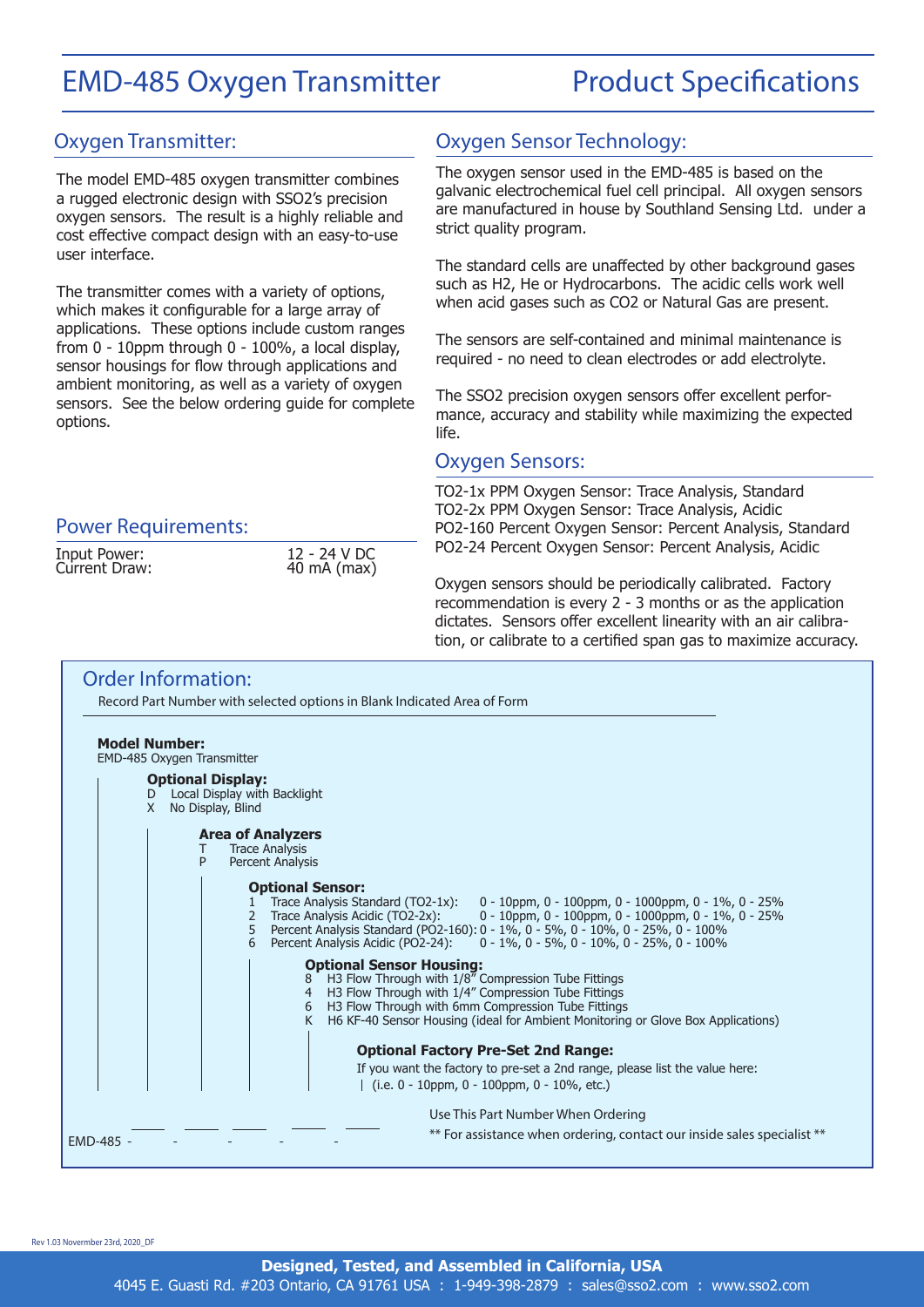# EMD-485 Oxygen Transmitter — Product Specifications

## Oxygen Transmitter:

The model EMD-485 oxygen transmitter combines a rugged electronic design with SSO2's precision oxygen sensors. The result is a highly reliable and cost effective compact design with an easy-to-use user interface.

The transmitter comes with a variety of options, which makes it configurable for a large array of applications. These options include custom ranges from 0 - 10ppm through 0 - 100%, a local display, sensor housings for flow through applications and ambient monitoring, as well as a variety of oxygen sensors. See the below ordering guide for complete options.

## Power Requirements:

| | |
|---|---|
| Input Power: | 12 - 24 V DC |
| Current Draw: | 40 mA (max) |

## Oxygen Sensor Technology:

The oxygen sensor used in the EMD-485 is based on the galvanic electrochemical fuel cell principal. All oxygen sensors are manufactured in house by Southland Sensing Ltd. under a strict quality program.

The standard cells are unaffected by other background gases such as H2, He or Hydrocarbons. The acidic cells work well when acid gases such as CO2 or Natural Gas are present.

The sensors are self-contained and minimal maintenance is required - no need to clean electrodes or add electrolyte.

The SSO2 precision oxygen sensors offer excellent performance, accuracy and stability while maximizing the expected life.

## Oxygen Sensors:

TO2-1x PPM Oxygen Sensor: Trace Analysis, Standard
TO2-2x PPM Oxygen Sensor: Trace Analysis, Acidic
PO2-160 Percent Oxygen Sensor: Percent Analysis, Standard
PO2-24 Percent Oxygen Sensor: Percent Analysis, Acidic

Oxygen sensors should be periodically calibrated. Factory recommendation is every 2 - 3 months or as the application dictates. Sensors offer excellent linearity with an air calibration, or calibrate to a certified span gas to maximize accuracy.

## Order Information:

Record Part Number with selected options in Blank Indicated Area of Form

**Model Number:**
EMD-485 Oxygen Transmitter

**Optional Display:**
- D Local Display with Backlight
- X No Display, Blind

**Area of Analyzers**
- T Trace Analysis
- P Percent Analysis

**Optional Sensor:**
- 1 Trace Analysis Standard (TO2-1x): 0 - 10ppm, 0 - 100ppm, 0 - 1000ppm, 0 - 1%, 0 - 25%
- 2 Trace Analysis Acidic (TO2-2x): 0 - 10ppm, 0 - 100ppm, 0 - 1000ppm, 0 - 1%, 0 - 25%
- 5 Percent Analysis Standard (PO2-160): 0 - 1%, 0 - 5%, 0 - 10%, 0 - 25%, 0 - 100%
- 6 Percent Analysis Acidic (PO2-24): 0 - 1%, 0 - 5%, 0 - 10%, 0 - 25%, 0 - 100%

**Optional Sensor Housing:**
- 8 H3 Flow Through with 1/8" Compression Tube Fittings
- 4 H3 Flow Through with 1/4" Compression Tube Fittings
- 6 H3 Flow Through with 6mm Compression Tube Fittings
- K H6 KF-40 Sensor Housing (ideal for Ambient Monitoring or Glove Box Applications)

**Optional Factory Pre-Set 2nd Range:**
If you want the factory to pre-set a 2nd range, please list the value here:
(i.e. 0 - 10ppm, 0 - 100ppm, 0 - 10%, etc.)

EMD-485 - \_\_\_\_ - \_\_\_\_ - \_\_\_\_ - \_\_\_\_ - \_\_\_\_

Use This Part Number When Ordering

** For assistance when ordering, contact our inside sales specialist **

Rev 1.03 Novermber 23rd, 2020_DF

**Designed, Tested, and Assembled in California, USA**
4045 E. Guasti Rd. #203 Ontario, CA 91761 USA : 1-949-398-2879 : sales@sso2.com : www.sso2.com